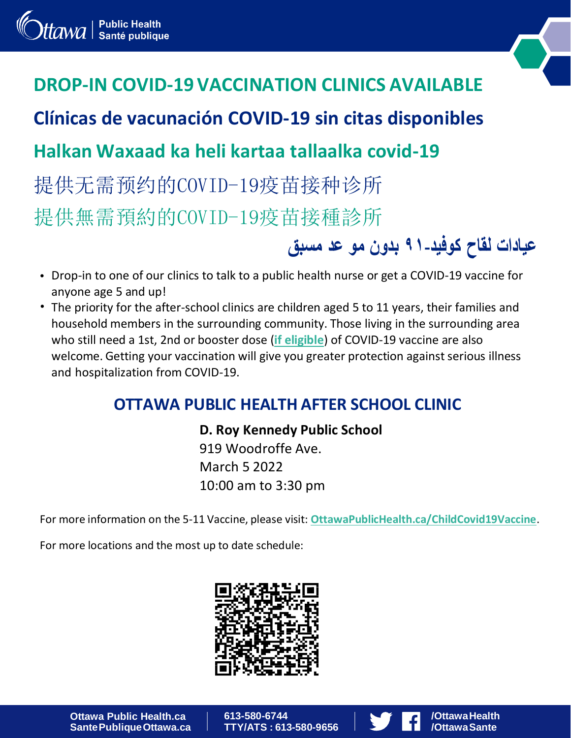# DROP-IN COVID-19 VACCINATION CLINICS AVAILABLE

## Clínicas de vacunación COVID-19 sin citas disponibles

## Halkan Waxaad ka heli kartaa tallaalka covid-19

## 提供无需预约的COVID-19疫苗接种诊所

## 提供無需預約的COVID-19疫苗接種診所

## عيادات لقاح كوفيد-١٩ بدون مو عد مسبق

- Drop-in to one of our clinics to talk to a public health nurse or get a COVID-19 vaccine for anyone age 5 and up!
- The priority for the after-school clinics are children aged 5 to 11 years, their families and household members in the surrounding community. Those living in the surrounding area who still need a 1st, 2nd or booster dose (**if eligible**) of COVID-19 vaccine are also welcome. Getting your vaccination will give you greater protection against serious illness and hospitalization from COVID-19.

## OTTAWA PUBLIC HEALTH AFTER SCHOOL CLINIC

**D. Roy Kennedy Public School**
919 Woodroffe Ave.
March 5 2022
10:00 am to 3:30 pm

For more information on the 5-11 Vaccine, please visit: **OttawaPublicHealth.ca/ChildCovid19Vaccine**.

For more locations and the most up to date schedule:

Ottawa Public Health.ca
Sante Publique Ottawa.ca

613-580-6744
TTY/ATS : 613-580-9656

/OttawaHealth
/OttawaSante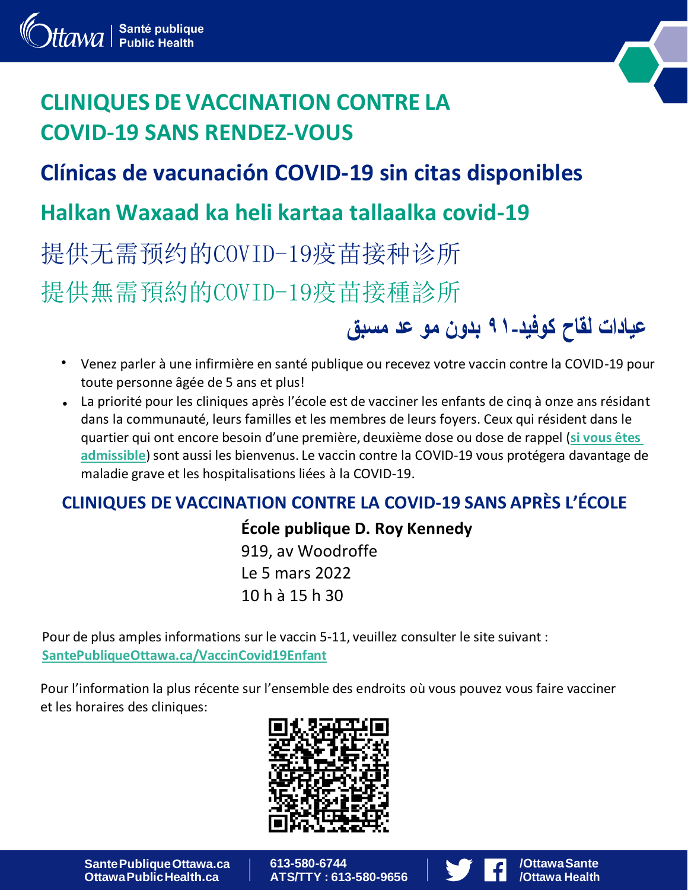# CLINIQUES DE VACCINATION CONTRE LA COVID-19 SANS RENDEZ-VOUS

## Clínicas de vacunación COVID-19 sin citas disponibles

## Halkan Waxaad ka heli kartaa tallaalka covid-19

## 提供无需预约的COVID-19疫苗接种诊所

## 提供無需預約的COVID-19疫苗接種診所

## عيادات لقاح كوفيد-١٩ بدون مو عد مسبق

- Venez parler à une infirmière en santé publique ou recevez votre vaccin contre la COVID-19 pour toute personne âgée de 5 ans et plus!
- La priorité pour les cliniques après l'école est de vacciner les enfants de cinq à onze ans résidant dans la communauté, leurs familles et les membres de leurs foyers. Ceux qui résident dans le quartier qui ont encore besoin d'une première, deuxième dose ou dose de rappel (si vous êtes admissible) sont aussi les bienvenus. Le vaccin contre la COVID-19 vous protégera davantage de maladie grave et les hospitalisations liées à la COVID-19.

### CLINIQUES DE VACCINATION CONTRE LA COVID-19 SANS APRÈS L'ÉCOLE

**École publique D. Roy Kennedy**
919, av Woodroffe
Le 5 mars 2022
10 h à 15 h 30

Pour de plus amples informations sur le vaccin 5-11, veuillez consulter le site suivant : SantePubliqueOttawa.ca/VaccinCovid19Enfant

Pour l'information la plus récente sur l'ensemble des endroits où vous pouvez vous faire vacciner et les horaires des cliniques:

SantePubliqueOttawa.ca
OttawaPublicHealth.ca

613-580-6744
ATS/TTY : 613-580-9656

/OttawaSante
/Ottawa Health